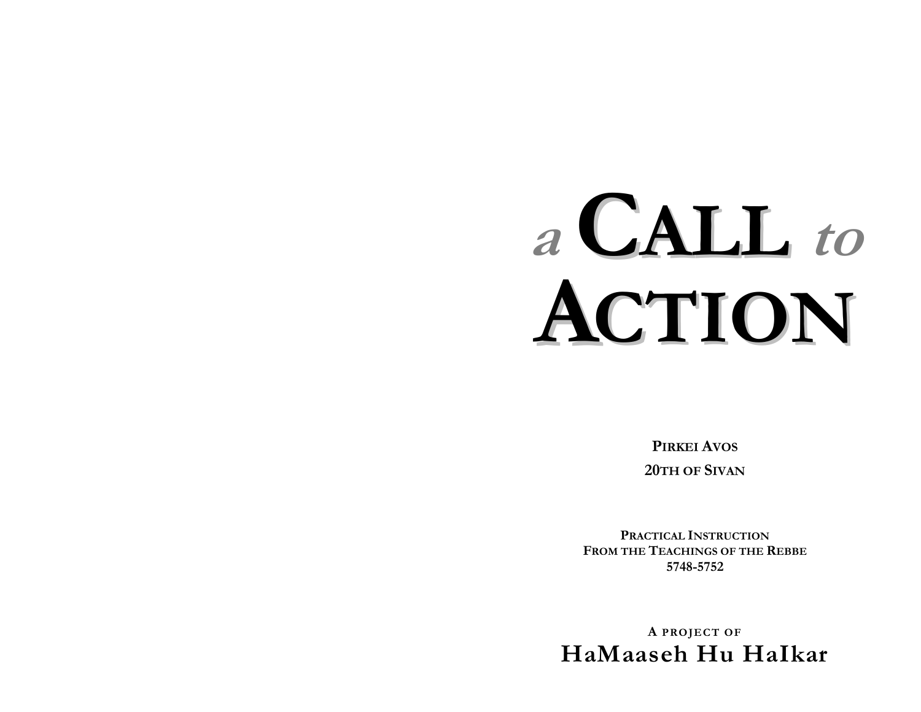# *a* CALL *to* ACTION

**PIRKEI AVOS**

**20TH OF SIVAN**

**PRACTICAL INSTRUCTION**
**FROM THE TEACHINGS OF THE REBBE**
**5748-5752**

**A PROJECT OF**
**HaMaaseh Hu HaIkar**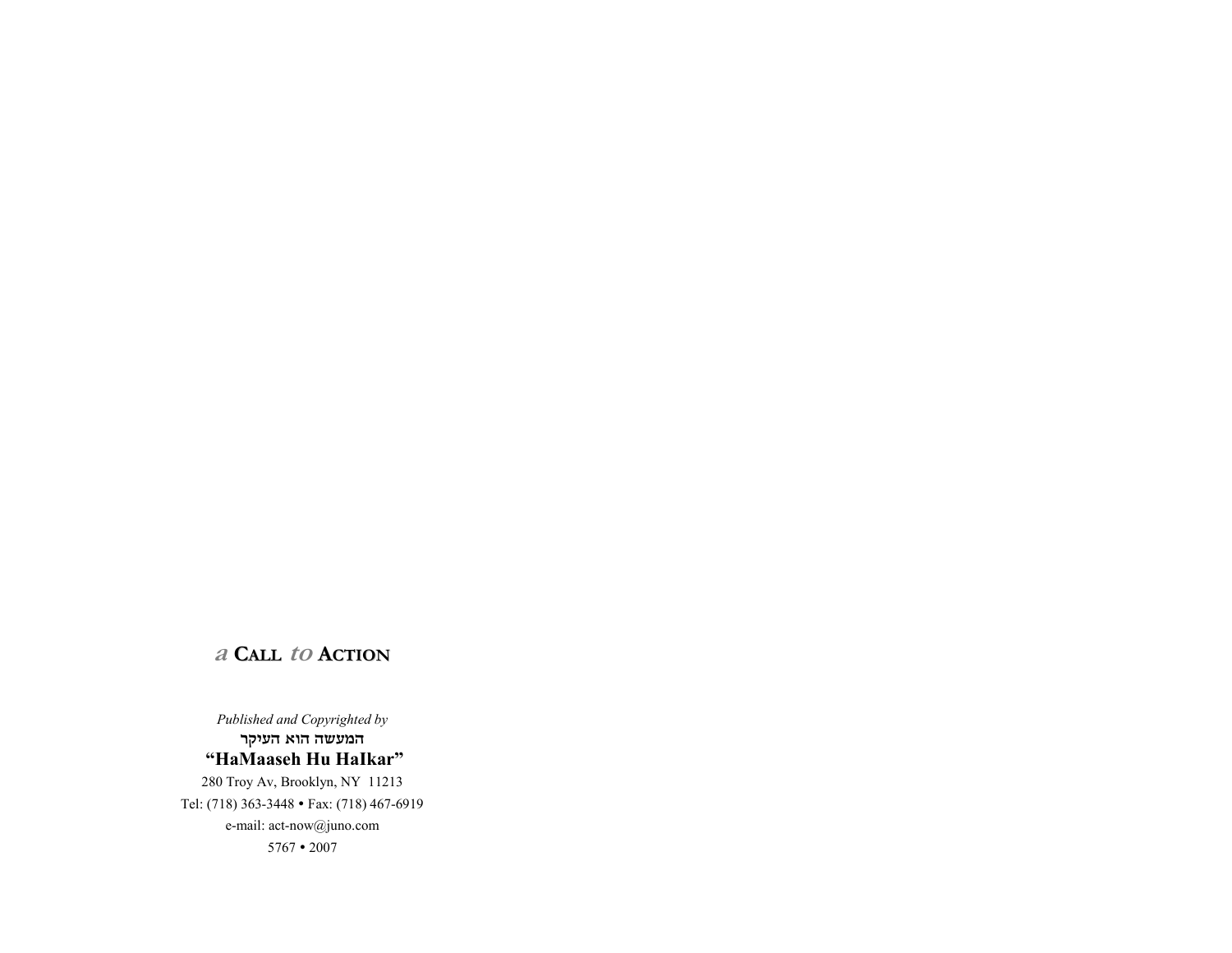*a* **CALL** *to* **ACTION**

*Published and Copyrighted by*

**המעשה הוא העיקר**

**“HaMaaseh Hu HaIkar”**

280 Troy Av, Brooklyn, NY 11213

Tel: (718) 363-3448 • Fax: (718) 467-6919

e-mail: act-now@juno.com

5767 • 2007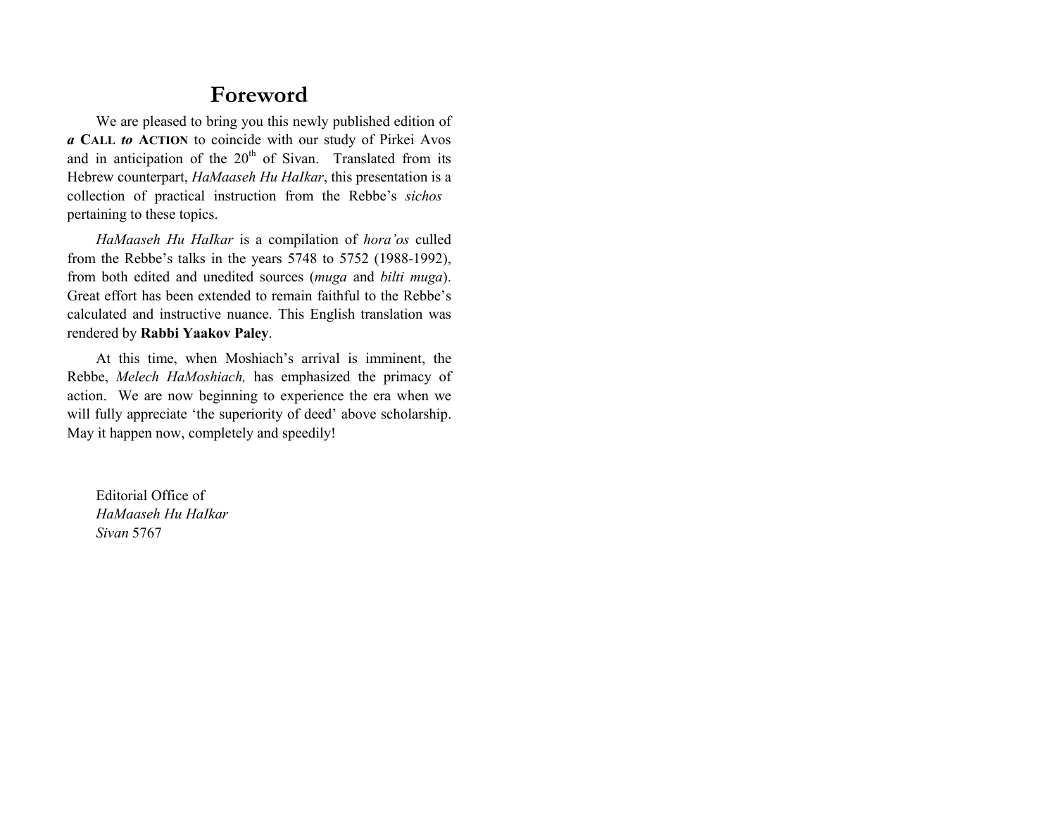# Foreword

We are pleased to bring you this newly published edition of ***a* CALL *to* ACTION** to coincide with our study of Pirkei Avos and in anticipation of the 20th of Sivan. Translated from its Hebrew counterpart, *HaMaaseh Hu HaIkar*, this presentation is a collection of practical instruction from the Rebbe's *sichos* pertaining to these topics.

*HaMaaseh Hu HaIkar* is a compilation of *hora'os* culled from the Rebbe's talks in the years 5748 to 5752 (1988-1992), from both edited and unedited sources (*muga* and *bilti muga*). Great effort has been extended to remain faithful to the Rebbe's calculated and instructive nuance. This English translation was rendered by **Rabbi Yaakov Paley**.

At this time, when Moshiach's arrival is imminent, the Rebbe, *Melech HaMoshiach,* has emphasized the primacy of action. We are now beginning to experience the era when we will fully appreciate 'the superiority of deed' above scholarship. May it happen now, completely and speedily!

Editorial Office of
*HaMaaseh Hu HaIkar*
*Sivan* 5767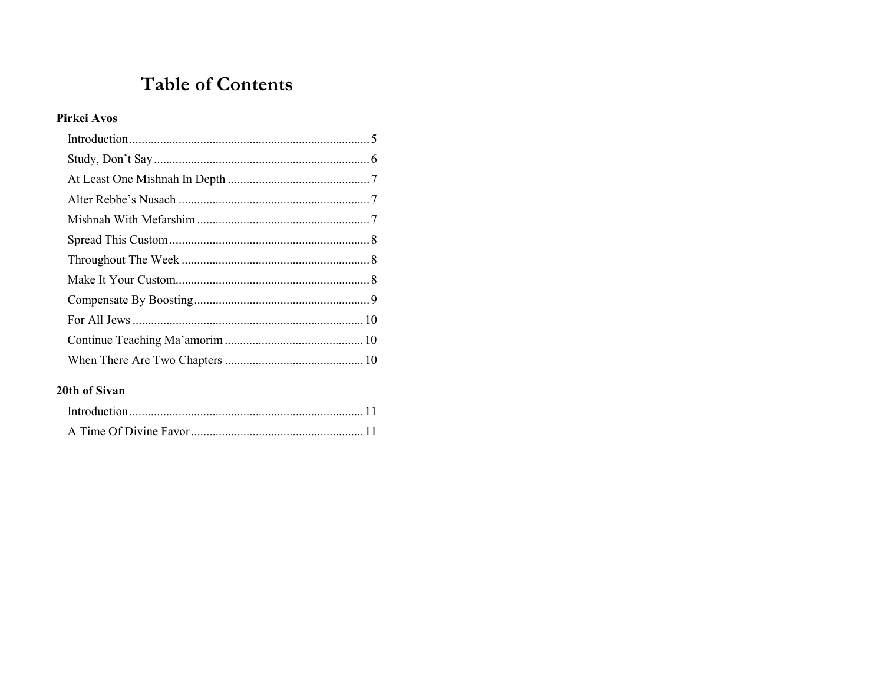# Table of Contents

**Pirkei Avos**

Introduction.....5
Study, Don't Say.....6
At Least One Mishnah In Depth.....7
Alter Rebbe's Nusach.....7
Mishnah With Mefarshim.....7
Spread This Custom.....8
Throughout The Week.....8
Make It Your Custom.....8
Compensate By Boosting.....9
For All Jews.....10
Continue Teaching Ma'amorim.....10
When There Are Two Chapters.....10

**20th of Sivan**

Introduction.....11
A Time Of Divine Favor.....11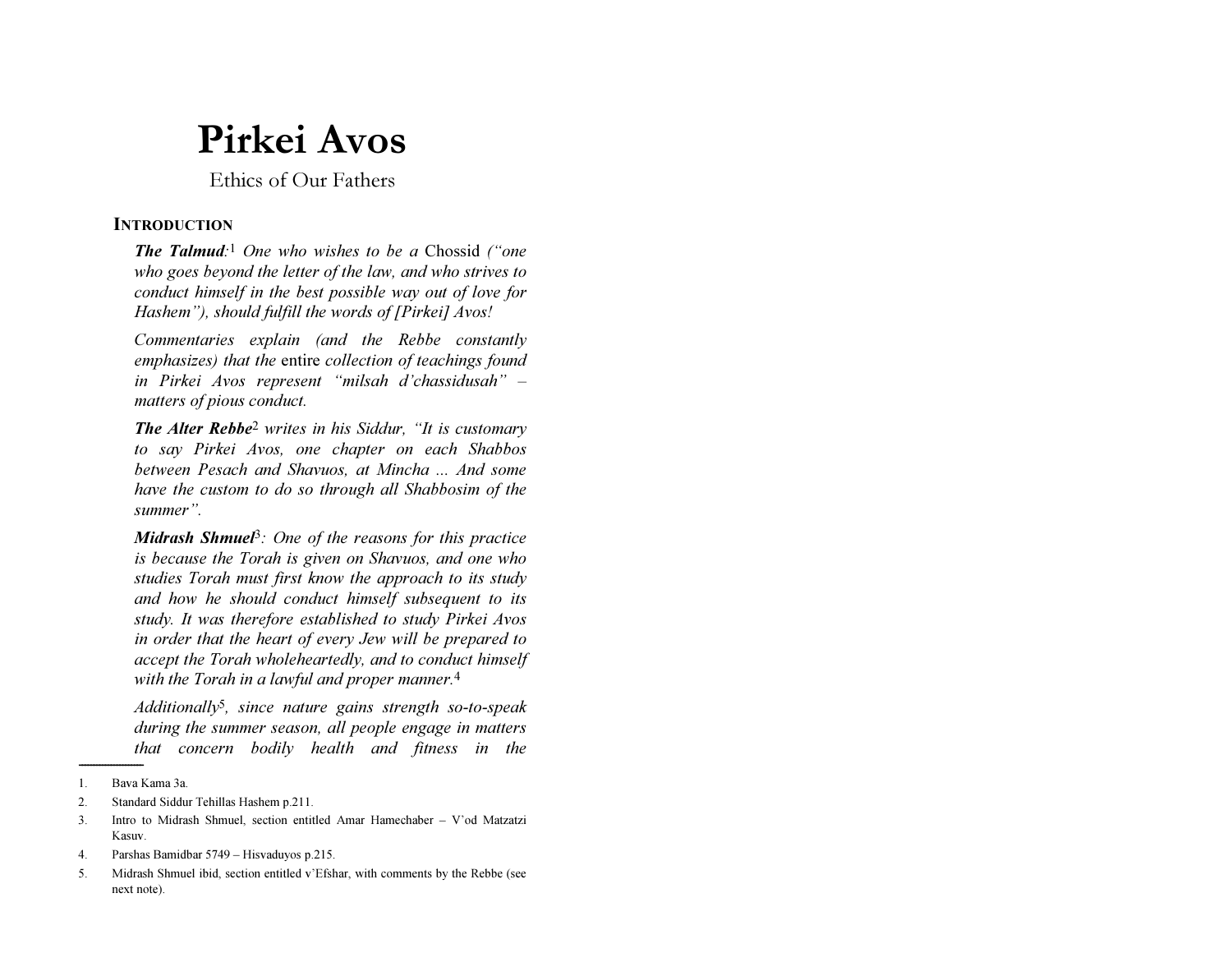# Pirkei Avos

Ethics of Our Fathers

## Introduction

***The Talmud**:*[1] *One who wishes to be a* Chossid *("one who goes beyond the letter of the law, and who strives to conduct himself in the best possible way out of love for Hashem"), should fulfill the words of [Pirkei] Avos!*

*Commentaries explain (and the Rebbe constantly emphasizes) that the* entire *collection of teachings found in Pirkei Avos represent "milsah d'chassidusah" – matters of pious conduct.*

***The Alter Rebbe***[2] *writes in his Siddur, "It is customary to say Pirkei Avos, one chapter on each Shabbos between Pesach and Shavuos, at Mincha ... And some have the custom to do so through all Shabbosim of the summer".*

***Midrash Shmuel***[3]*: One of the reasons for this practice is because the Torah is given on Shavuos, and one who studies Torah must first know the approach to its study and how he should conduct himself subsequent to its study. It was therefore established to study Pirkei Avos in order that the heart of every Jew will be prepared to accept the Torah wholeheartedly, and to conduct himself with the Torah in a lawful and proper manner.*[4]

*Additionally*[5]*, since nature gains strength so-to-speak during the summer season, all people engage in matters that concern bodily health and fitness in the*

---

1. Bava Kama 3a.
2. Standard Siddur Tehillas Hashem p.211.
3. Intro to Midrash Shmuel, section entitled Amar Hamechaber – V'od Matzatzi Kasuv.
4. Parshas Bamidbar 5749 – Hisvaduyos p.215.
5. Midrash Shmuel ibid, section entitled v'Efshar, with comments by the Rebbe (see next note).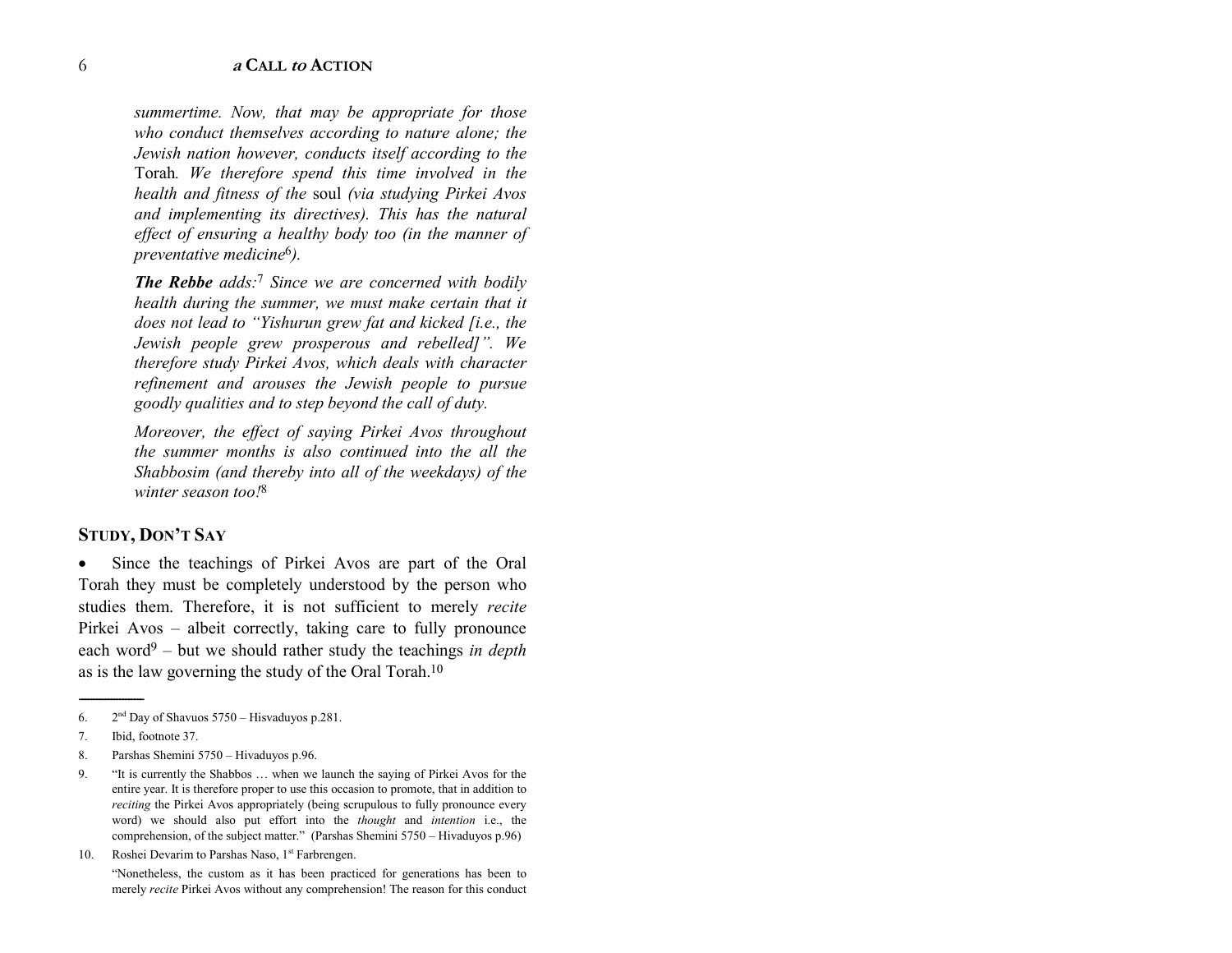*summertime. Now, that may be appropriate for those who conduct themselves according to nature alone; the Jewish nation however, conducts itself according to the* Torah*. We therefore spend this time involved in the health and fitness of the* soul *(via studying Pirkei Avos and implementing its directives). This has the natural effect of ensuring a healthy body too (in the manner of preventative medicine*[6]*).*

***The Rebbe*** *adds:*[7] *Since we are concerned with bodily health during the summer, we must make certain that it does not lead to "Yishurun grew fat and kicked [i.e., the Jewish people grew prosperous and rebelled]". We therefore study Pirkei Avos, which deals with character refinement and arouses the Jewish people to pursue goodly qualities and to step beyond the call of duty.*

*Moreover, the effect of saying Pirkei Avos throughout the summer months is also continued into the all the Shabbosim (and thereby into all of the weekdays) of the winter season too!*[8]

## STUDY, DON'T SAY

- Since the teachings of Pirkei Avos are part of the Oral Torah they must be completely understood by the person who studies them. Therefore, it is not sufficient to merely *recite* Pirkei Avos – albeit correctly, taking care to fully pronounce each word[9] – but we should rather study the teachings *in depth* as is the law governing the study of the Oral Torah.[10]

---

6. 2nd Day of Shavuos 5750 – Hisvaduyos p.281.
7. Ibid, footnote 37.
8. Parshas Shemini 5750 – Hivaduyos p.96.
9. "It is currently the Shabbos … when we launch the saying of Pirkei Avos for the entire year. It is therefore proper to use this occasion to promote, that in addition to *reciting* the Pirkei Avos appropriately (being scrupulous to fully pronounce every word) we should also put effort into the *thought* and *intention* i.e., the comprehension, of the subject matter." (Parshas Shemini 5750 – Hivaduyos p.96)
10. Roshei Devarim to Parshas Naso, 1st Farbrengen.

    "Nonetheless, the custom as it has been practiced for generations has been to merely *recite* Pirkei Avos without any comprehension! The reason for this conduct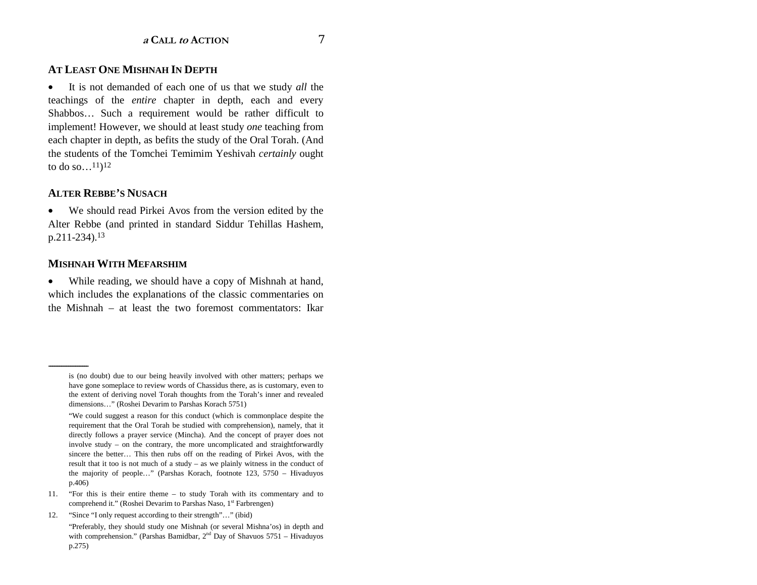### AT LEAST ONE MISHNAH IN DEPTH

- It is not demanded of each one of us that we study *all* the teachings of the *entire* chapter in depth, each and every Shabbos… Such a requirement would be rather difficult to implement! However, we should at least study *one* teaching from each chapter in depth, as befits the study of the Oral Torah. (And the students of the Tomchei Temimim Yeshivah *certainly* ought to do so…[11])[12]

### ALTER REBBE'S NUSACH

- We should read Pirkei Avos from the version edited by the Alter Rebbe (and printed in standard Siddur Tehillas Hashem, p.211-234).[13]

### MISHNAH WITH MEFARSHIM

- While reading, we should have a copy of Mishnah at hand, which includes the explanations of the classic commentaries on the Mishnah – at least the two foremost commentators: Ikar

---

is (no doubt) due to our being heavily involved with other matters; perhaps we have gone someplace to review words of Chassidus there, as is customary, even to the extent of deriving novel Torah thoughts from the Torah's inner and revealed dimensions…" (Roshei Devarim to Parshas Korach 5751)

"We could suggest a reason for this conduct (which is commonplace despite the requirement that the Oral Torah be studied with comprehension), namely, that it directly follows a prayer service (Mincha). And the concept of prayer does not involve study – on the contrary, the more uncomplicated and straightforwardly sincere the better… This then rubs off on the reading of Pirkei Avos, with the result that it too is not much of a study – as we plainly witness in the conduct of the majority of people…" (Parshas Korach, footnote 123, 5750 – Hivaduyos p.406)

11. "For this is their entire theme – to study Torah with its commentary and to comprehend it." (Roshei Devarim to Parshas Naso, 1st Farbrengen)

12. "Since "I only request according to their strength"…" (ibid)

"Preferably, they should study one Mishnah (or several Mishna'os) in depth and with comprehension." (Parshas Bamidbar, 2nd Day of Shavuos 5751 – Hivaduyos p.275)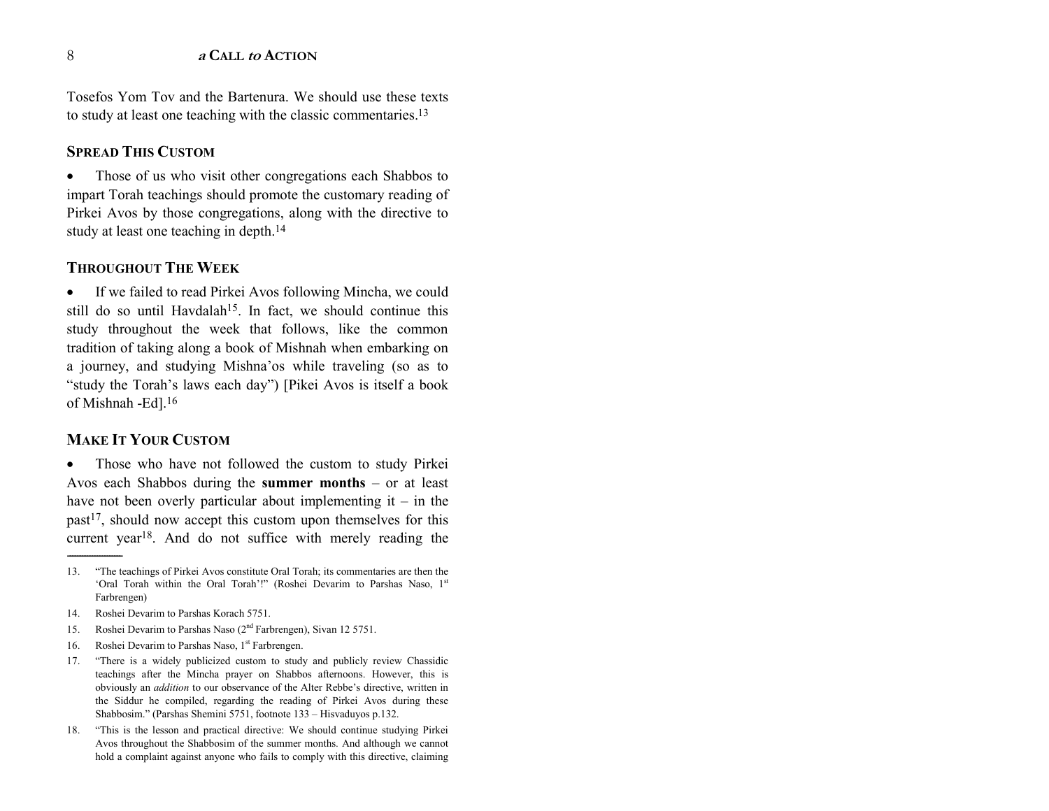Tosefos Yom Tov and the Bartenura. We should use these texts to study at least one teaching with the classic commentaries.[13]

## Spread This Custom

- Those of us who visit other congregations each Shabbos to impart Torah teachings should promote the customary reading of Pirkei Avos by those congregations, along with the directive to study at least one teaching in depth.[14]

## Throughout The Week

- If we failed to read Pirkei Avos following Mincha, we could still do so until Havdalah[15]. In fact, we should continue this study throughout the week that follows, like the common tradition of taking along a book of Mishnah when embarking on a journey, and studying Mishna'os while traveling (so as to "study the Torah's laws each day") [Pikei Avos is itself a book of Mishnah -Ed].[16]

## Make It Your Custom

- Those who have not followed the custom to study Pirkei Avos each Shabbos during the **summer months** – or at least have not been overly particular about implementing it – in the past[17], should now accept this custom upon themselves for this current year[18]. And do not suffice with merely reading the

---

13. "The teachings of Pirkei Avos constitute Oral Torah; its commentaries are then the 'Oral Torah within the Oral Torah'!" (Roshei Devarim to Parshas Naso, 1st Farbrengen)
14. Roshei Devarim to Parshas Korach 5751.
15. Roshei Devarim to Parshas Naso (2nd Farbrengen), Sivan 12 5751.
16. Roshei Devarim to Parshas Naso, 1st Farbrengen.
17. "There is a widely publicized custom to study and publicly review Chassidic teachings after the Mincha prayer on Shabbos afternoons. However, this is obviously an *addition* to our observance of the Alter Rebbe's directive, written in the Siddur he compiled, regarding the reading of Pirkei Avos during these Shabbosim." (Parshas Shemini 5751, footnote 133 – Hisvaduyos p.132.
18. "This is the lesson and practical directive: We should continue studying Pirkei Avos throughout the Shabbosim of the summer months. And although we cannot hold a complaint against anyone who fails to comply with this directive, claiming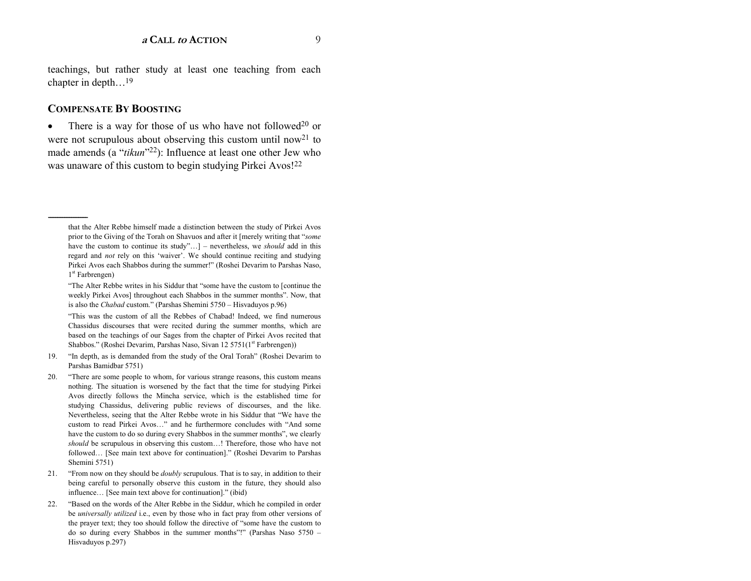teachings, but rather study at least one teaching from each chapter in depth…[19]

## COMPENSATE BY BOOSTING

- There is a way for those of us who have not followed[20] or were not scrupulous about observing this custom until now[21] to made amends (a "*tikun*"[22]): Influence at least one other Jew who was unaware of this custom to begin studying Pirkei Avos![22]

---

that the Alter Rebbe himself made a distinction between the study of Pirkei Avos prior to the Giving of the Torah on Shavuos and after it [merely writing that "*some* have the custom to continue its study"…] – nevertheless, we *should* add in this regard and *not* rely on this 'waiver'. We should continue reciting and studying Pirkei Avos each Shabbos during the summer!" (Roshei Devarim to Parshas Naso, 1st Farbrengen)

"The Alter Rebbe writes in his Siddur that "some have the custom to [continue the weekly Pirkei Avos] throughout each Shabbos in the summer months". Now, that is also the *Chabad* custom." (Parshas Shemini 5750 – Hisvaduyos p.96)

"This was the custom of all the Rebbes of Chabad! Indeed, we find numerous Chassidus discourses that were recited during the summer months, which are based on the teachings of our Sages from the chapter of Pirkei Avos recited that Shabbos." (Roshei Devarim, Parshas Naso, Sivan 12 5751(1st Farbrengen))

19. "In depth, as is demanded from the study of the Oral Torah" (Roshei Devarim to Parshas Bamidbar 5751)

20. "There are some people to whom, for various strange reasons, this custom means nothing. The situation is worsened by the fact that the time for studying Pirkei Avos directly follows the Mincha service, which is the established time for studying Chassidus, delivering public reviews of discourses, and the like. Nevertheless, seeing that the Alter Rebbe wrote in his Siddur that "We have the custom to read Pirkei Avos…" and he furthermore concludes with "And some have the custom to do so during every Shabbos in the summer months", we clearly *should* be scrupulous in observing this custom…! Therefore, those who have not followed… [See main text above for continuation]." (Roshei Devarim to Parshas Shemini 5751)

21. "From now on they should be *doubly* scrupulous. That is to say, in addition to their being careful to personally observe this custom in the future, they should also influence… [See main text above for continuation]." (ibid)

22. "Based on the words of the Alter Rebbe in the Siddur, which he compiled in order be *universally utilized* i.e., even by those who in fact pray from other versions of the prayer text; they too should follow the directive of "some have the custom to do so during every Shabbos in the summer months"!" (Parshas Naso 5750 – Hisvaduyos p.297)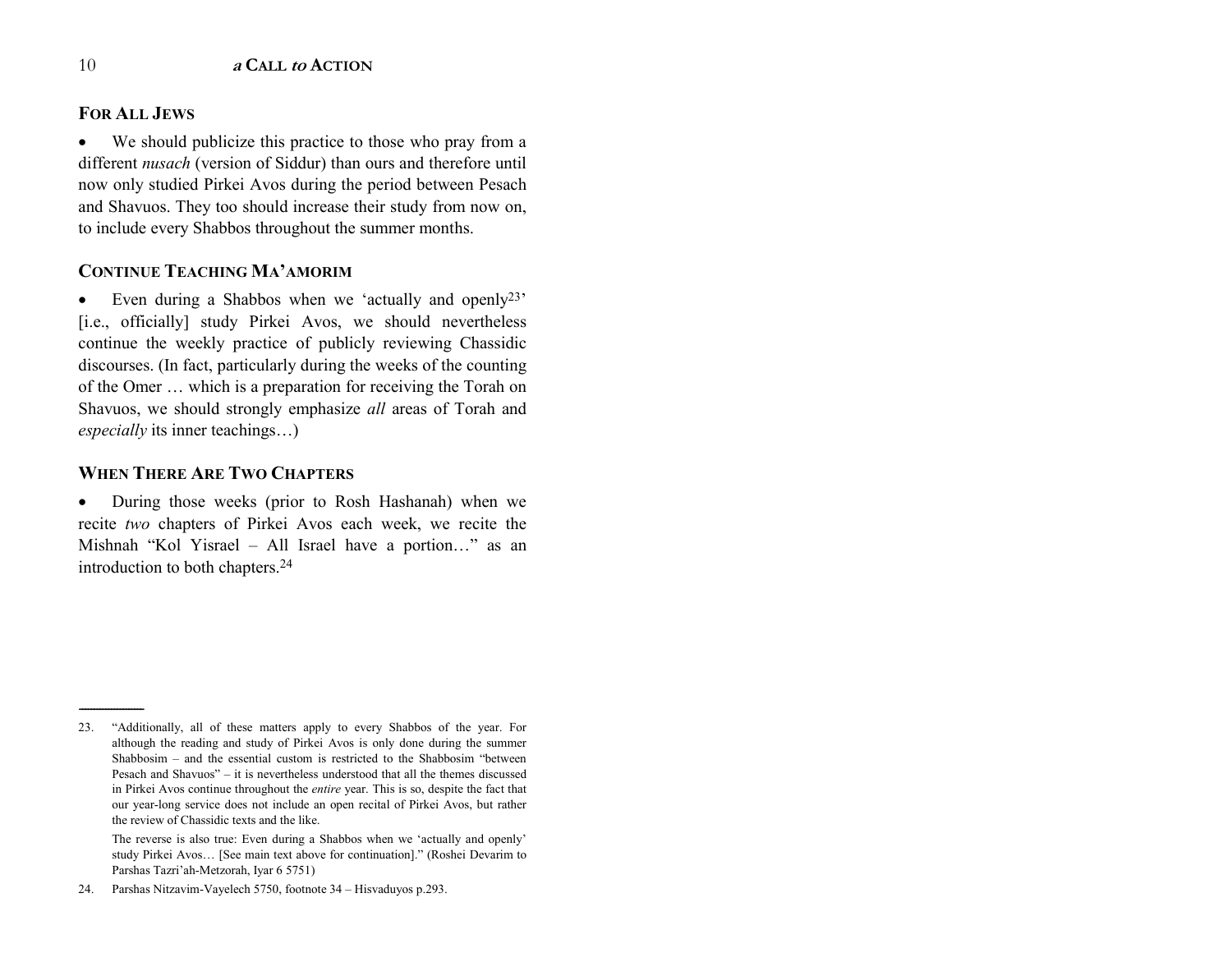### FOR ALL JEWS

- We should publicize this practice to those who pray from a different *nusach* (version of Siddur) than ours and therefore until now only studied Pirkei Avos during the period between Pesach and Shavuos. They too should increase their study from now on, to include every Shabbos throughout the summer months.

### CONTINUE TEACHING MA'AMORIM

- Even during a Shabbos when we 'actually and openly[23]' [i.e., officially] study Pirkei Avos, we should nevertheless continue the weekly practice of publicly reviewing Chassidic discourses. (In fact, particularly during the weeks of the counting of the Omer … which is a preparation for receiving the Torah on Shavuos, we should strongly emphasize *all* areas of Torah and *especially* its inner teachings…)

### WHEN THERE ARE TWO CHAPTERS

- During those weeks (prior to Rosh Hashanah) when we recite *two* chapters of Pirkei Avos each week, we recite the Mishnah "Kol Yisrael – All Israel have a portion…" as an introduction to both chapters.[24]

---

23. "Additionally, all of these matters apply to every Shabbos of the year. For although the reading and study of Pirkei Avos is only done during the summer Shabbosim – and the essential custom is restricted to the Shabbosim "between Pesach and Shavuos" – it is nevertheless understood that all the themes discussed in Pirkei Avos continue throughout the *entire* year. This is so, despite the fact that our year-long service does not include an open recital of Pirkei Avos, but rather the review of Chassidic texts and the like.

    The reverse is also true: Even during a Shabbos when we 'actually and openly' study Pirkei Avos… [See main text above for continuation]." (Roshei Devarim to Parshas Tazri'ah-Metzorah, Iyar 6 5751)

24. Parshas Nitzavim-Vayelech 5750, footnote 34 – Hisvaduyos p.293.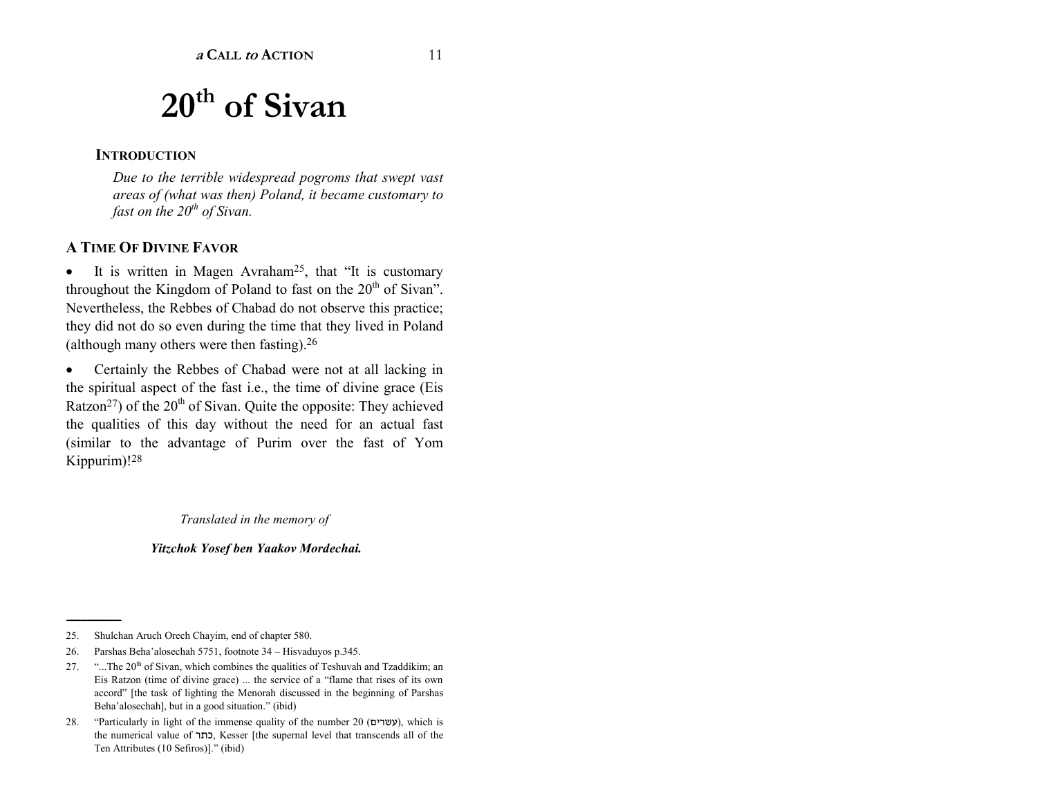# 20th of Sivan

**INTRODUCTION**

*Due to the terrible widespread pogroms that swept vast areas of (what was then) Poland, it became customary to fast on the 20th of Sivan.*

## A TIME OF DIVINE FAVOR

- It is written in Magen Avraham[25], that "It is customary throughout the Kingdom of Poland to fast on the 20th of Sivan". Nevertheless, the Rebbes of Chabad do not observe this practice; they did not do so even during the time that they lived in Poland (although many others were then fasting).[26]

- Certainly the Rebbes of Chabad were not at all lacking in the spiritual aspect of the fast i.e., the time of divine grace (Eis Ratzon[27]) of the 20th of Sivan. Quite the opposite: They achieved the qualities of this day without the need for an actual fast (similar to the advantage of Purim over the fast of Yom Kippurim)![28]

*Translated in the memory of*

***Yitzchok Yosef ben Yaakov Mordechai.***

---

25. Shulchan Aruch Orech Chayim, end of chapter 580.

26. Parshas Beha'alosechah 5751, footnote 34 – Hisvaduyos p.345.

27. "...The 20th of Sivan, which combines the qualities of Teshuvah and Tzaddikim; an Eis Ratzon (time of divine grace) ... the service of a "flame that rises of its own accord" [the task of lighting the Menorah discussed in the beginning of Parshas Beha'alosechah], but in a good situation." (ibid)

28. "Particularly in light of the immense quality of the number 20 (עשרים), which is the numerical value of כתר, Kesser [the supernal level that transcends all of the Ten Attributes (10 Sefiros)]." (ibid)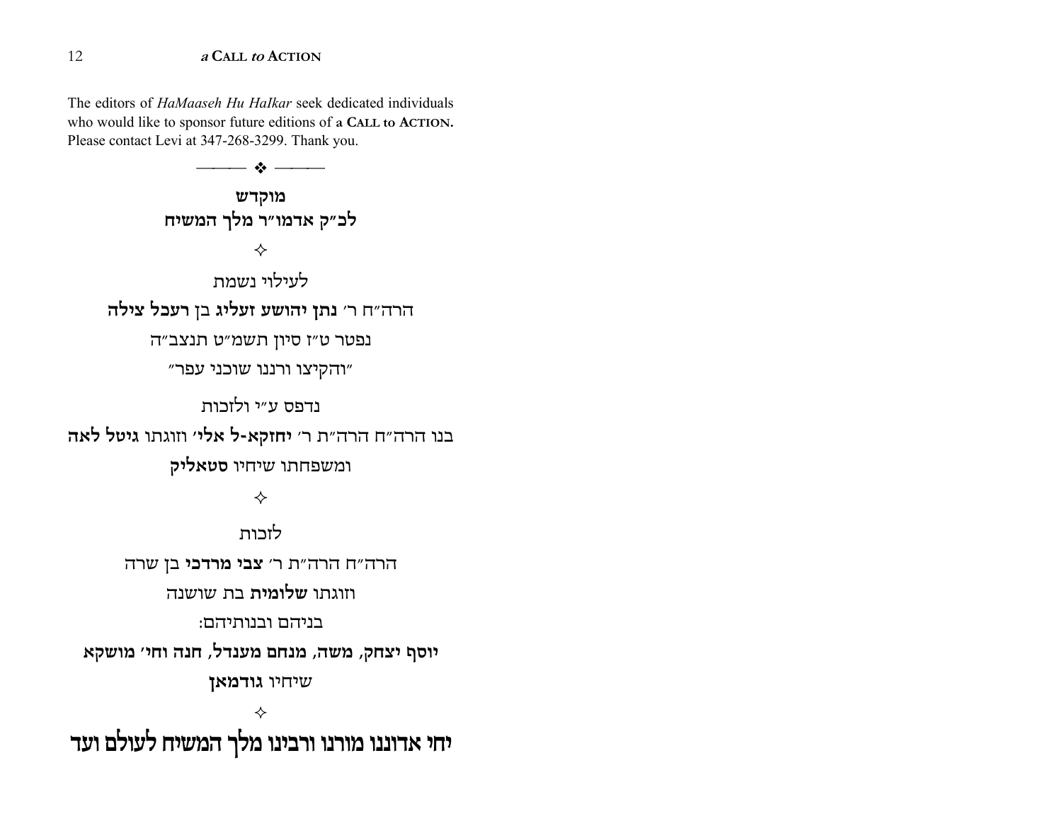The editors of *HaMaaseh Hu HaIkar* seek dedicated individuals who would like to sponsor future editions of a **CALL to ACTION.** Please contact Levi at 347-268-3299. Thank you.

——— ❖ ———

**מוקדש**
**לכ״ק אדמו״ר מלך המשיח**

✧

לעילוי נשמת

הרה״ח ר׳ **נתן יהושע זעליג** בן **רעכל צילה**

נפטר ט״ז סיון תשמ״ט תנצב״ה

״והקיצו ורננו שוכני עפר״

נדפס ע״י ולזכות

בנו הרה״ח הרה״ת ר׳ **יחזקא-ל אלי׳** וזוגתו **גיטל לאה**

ומשפחתו שיחיו **סטאליק**

✧

לזכות

הרה״ח הרה״ת ר׳ **צבי מרדכי** בן שרה

וזוגתו **שלומית** בת שושנה

בניהם ובנותיהם:

**יוסף יצחק, משה, מנחם מענדל, חנה וחי׳ מושקא**

שיחיו **גודמאן**

✧

**יחי אדוננו מורנו ורבינו מלך המשיח לעולם ועד**